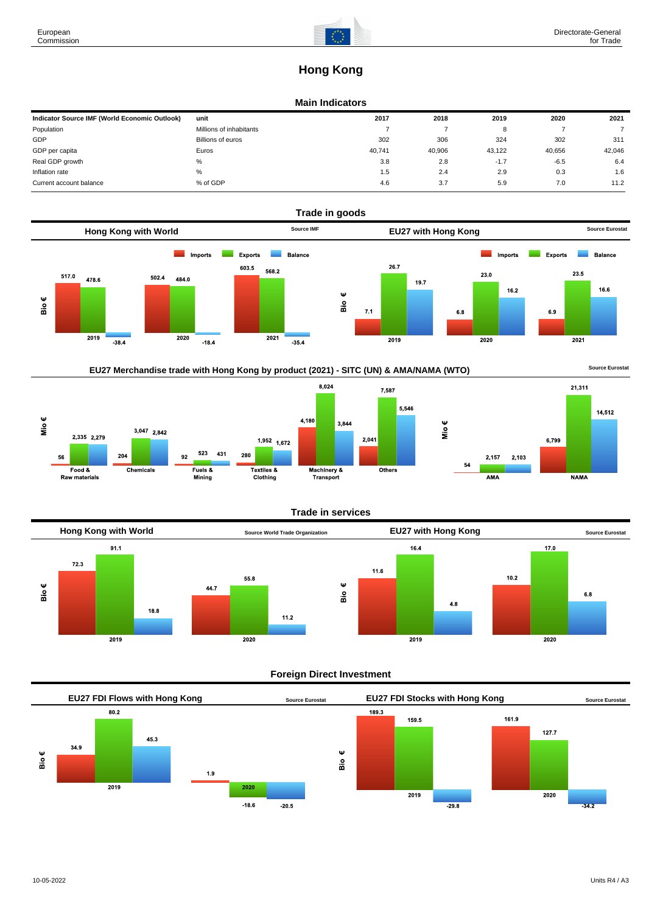# Hong Kong

## Main Indicators

| Indicator Source IMF (World Economic Outlook) | unit | 2017 | 2018 | 2019 | 2020 | 2021 |
|---|---|---|---|---|---|---|
| Population | Millions of inhabitants | 7 | 7 | 8 | 7 | 7 |
| GDP | Billions of euros | 302 | 306 | 324 | 302 | 311 |
| GDP per capita | Euros | 40,741 | 40,906 | 43,122 | 40,656 | 42,046 |
| Real GDP growth | % | 3.8 | 2.8 | -1.7 | -6.5 | 6.4 |
| Inflation rate | % | 1.5 | 2.4 | 2.9 | 0.3 | 1.6 |
| Current account balance | % of GDP | 4.6 | 3.7 | 5.9 | 7.0 | 11.2 |

## Trade in goods

### Hong Kong with World (Source IMF, Bio €)

| | Imports | Exports | Balance |
|---|---|---|---|
| 2019 | 517.0 | 478.6 | -38.4 |
| 2020 | 502.4 | 484.0 | -18.4 |
| 2021 | 603.5 | 568.2 | -35.4 |

### EU27 with Hong Kong (Source Eurostat, Bio €)

| | Imports | Exports | Balance |
|---|---|---|---|
| 2019 | 7.1 | 26.7 | 19.7 |
| 2020 | 6.8 | 23.0 | 16.2 |
| 2021 | 6.9 | 23.5 | 16.6 |

### EU27 Merchandise trade with Hong Kong by product (2021) - SITC (UN) & AMA/NAMA (WTO) (Source Eurostat, Mio €)

| | Imports | Exports | Balance |
|---|---|---|---|
| Food & Raw materials | 56 | 2,335 | 2,279 |
| Chemicals | 204 | 3,047 | 2,842 |
| Fuels & Mining | 92 | 523 | 431 |
| Textiles & Clothing | 280 | 1,952 | 1,672 |
| Machinery & Transport | 4,180 | 8,024 | 3,844 |
| Others | 2,041 | 7,587 | 5,546 |
| AMA | 54 | 2,157 | 2,103 |
| NAMA | 6,799 | 21,311 | 14,512 |

## Trade in services

### Hong Kong with World (Source World Trade Organization, Bio €)

| | Imports | Exports | Balance |
|---|---|---|---|
| 2019 | 72.3 | 91.1 | 18.8 |
| 2020 | 44.7 | 55.8 | 11.2 |

### EU27 with Hong Kong (Source Eurostat, Bio €)

| | Imports | Exports | Balance |
|---|---|---|---|
| 2019 | 11.6 | 16.4 | 4.8 |
| 2020 | 10.2 | 17.0 | 6.8 |

## Foreign Direct Investment

### EU27 FDI Flows with Hong Kong (Source Eurostat, Bio €)

| | Inward | Outward | Balance |
|---|---|---|---|
| 2019 | 34.9 | 80.2 | 45.3 |
| 2020 | 1.9 | -18.6 | -20.5 |

### EU27 FDI Stocks with Hong Kong (Source Eurostat, Bio €)

| | Inward | Outward | Balance |
|---|---|---|---|
| 2019 | 189.3 | 159.5 | -29.8 |
| 2020 | 161.9 | 127.7 | -34.2 |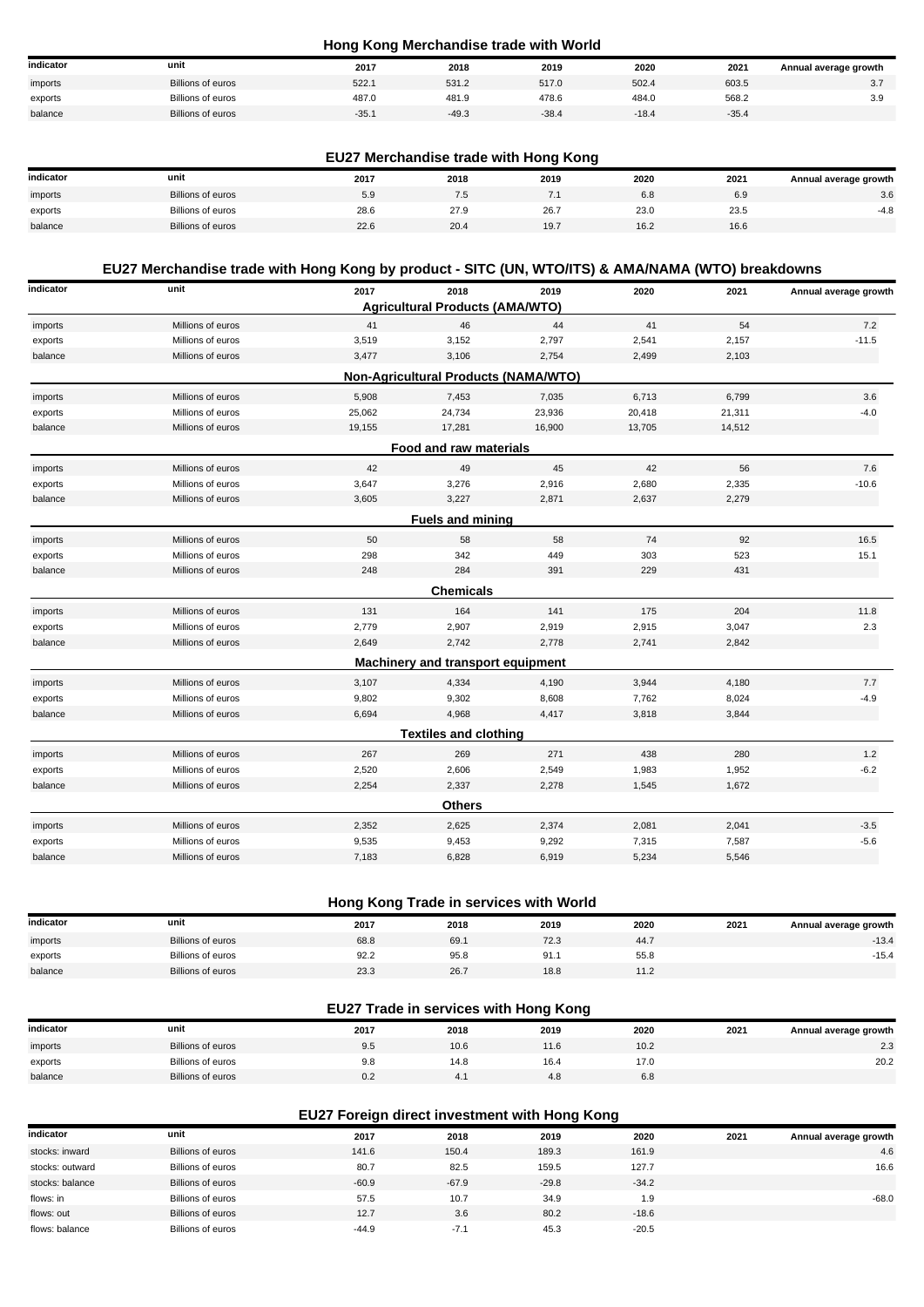## Hong Kong Merchandise trade with World

| indicator | unit | 2017 | 2018 | 2019 | 2020 | 2021 | Annual average growth |
|---|---|---|---|---|---|---|---|
| imports | Billions of euros | 522.1 | 531.2 | 517.0 | 502.4 | 603.5 | 3.7 |
| exports | Billions of euros | 487.0 | 481.9 | 478.6 | 484.0 | 568.2 | 3.9 |
| balance | Billions of euros | -35.1 | -49.3 | -38.4 | -18.4 | -35.4 | |

## EU27 Merchandise trade with Hong Kong

| indicator | unit | 2017 | 2018 | 2019 | 2020 | 2021 | Annual average growth |
|---|---|---|---|---|---|---|---|
| imports | Billions of euros | 5.9 | 7.5 | 7.1 | 6.8 | 6.9 | 3.6 |
| exports | Billions of euros | 28.6 | 27.9 | 26.7 | 23.0 | 23.5 | -4.8 |
| balance | Billions of euros | 22.6 | 20.4 | 19.7 | 16.2 | 16.6 | |

## EU27 Merchandise trade with Hong Kong by product - SITC (UN, WTO/ITS) & AMA/NAMA (WTO) breakdowns

| indicator | unit | 2017 | 2018 | 2019 | 2020 | 2021 | Annual average growth |
|---|---|---|---|---|---|---|---|
| | | | **Agricultural Products (AMA/WTO)** | | | | |
| imports | Millions of euros | 41 | 46 | 44 | 41 | 54 | 7.2 |
| exports | Millions of euros | 3,519 | 3,152 | 2,797 | 2,541 | 2,157 | -11.5 |
| balance | Millions of euros | 3,477 | 3,106 | 2,754 | 2,499 | 2,103 | |
| | | | **Non-Agricultural Products (NAMA/WTO)** | | | | |
| imports | Millions of euros | 5,908 | 7,453 | 7,035 | 6,713 | 6,799 | 3.6 |
| exports | Millions of euros | 25,062 | 24,734 | 23,936 | 20,418 | 21,311 | -4.0 |
| balance | Millions of euros | 19,155 | 17,281 | 16,900 | 13,705 | 14,512 | |
| | | | **Food and raw materials** | | | | |
| imports | Millions of euros | 42 | 49 | 45 | 42 | 56 | 7.6 |
| exports | Millions of euros | 3,647 | 3,276 | 2,916 | 2,680 | 2,335 | -10.6 |
| balance | Millions of euros | 3,605 | 3,227 | 2,871 | 2,637 | 2,279 | |
| | | | **Fuels and mining** | | | | |
| imports | Millions of euros | 50 | 58 | 58 | 74 | 92 | 16.5 |
| exports | Millions of euros | 298 | 342 | 449 | 303 | 523 | 15.1 |
| balance | Millions of euros | 248 | 284 | 391 | 229 | 431 | |
| | | | **Chemicals** | | | | |
| imports | Millions of euros | 131 | 164 | 141 | 175 | 204 | 11.8 |
| exports | Millions of euros | 2,779 | 2,907 | 2,919 | 2,915 | 3,047 | 2.3 |
| balance | Millions of euros | 2,649 | 2,742 | 2,778 | 2,741 | 2,842 | |
| | | | **Machinery and transport equipment** | | | | |
| imports | Millions of euros | 3,107 | 4,334 | 4,190 | 3,944 | 4,180 | 7.7 |
| exports | Millions of euros | 9,802 | 9,302 | 8,608 | 7,762 | 8,024 | -4.9 |
| balance | Millions of euros | 6,694 | 4,968 | 4,417 | 3,818 | 3,844 | |
| | | | **Textiles and clothing** | | | | |
| imports | Millions of euros | 267 | 269 | 271 | 438 | 280 | 1.2 |
| exports | Millions of euros | 2,520 | 2,606 | 2,549 | 1,983 | 1,952 | -6.2 |
| balance | Millions of euros | 2,254 | 2,337 | 2,278 | 1,545 | 1,672 | |
| | | | **Others** | | | | |
| imports | Millions of euros | 2,352 | 2,625 | 2,374 | 2,081 | 2,041 | -3.5 |
| exports | Millions of euros | 9,535 | 9,453 | 9,292 | 7,315 | 7,587 | -5.6 |
| balance | Millions of euros | 7,183 | 6,828 | 6,919 | 5,234 | 5,546 | |

## Hong Kong Trade in services with World

| indicator | unit | 2017 | 2018 | 2019 | 2020 | 2021 | Annual average growth |
|---|---|---|---|---|---|---|---|
| imports | Billions of euros | 68.8 | 69.1 | 72.3 | 44.7 | | -13.4 |
| exports | Billions of euros | 92.2 | 95.8 | 91.1 | 55.8 | | -15.4 |
| balance | Billions of euros | 23.3 | 26.7 | 18.8 | 11.2 | | |

## EU27 Trade in services with Hong Kong

| indicator | unit | 2017 | 2018 | 2019 | 2020 | 2021 | Annual average growth |
|---|---|---|---|---|---|---|---|
| imports | Billions of euros | 9.5 | 10.6 | 11.6 | 10.2 | | 2.3 |
| exports | Billions of euros | 9.8 | 14.8 | 16.4 | 17.0 | | 20.2 |
| balance | Billions of euros | 0.2 | 4.1 | 4.8 | 6.8 | | |

## EU27 Foreign direct investment with Hong Kong

| indicator | unit | 2017 | 2018 | 2019 | 2020 | 2021 | Annual average growth |
|---|---|---|---|---|---|---|---|
| stocks: inward | Billions of euros | 141.6 | 150.4 | 189.3 | 161.9 | | 4.6 |
| stocks: outward | Billions of euros | 80.7 | 82.5 | 159.5 | 127.7 | | 16.6 |
| stocks: balance | Billions of euros | -60.9 | -67.9 | -29.8 | -34.2 | | |
| flows: in | Billions of euros | 57.5 | 10.7 | 34.9 | 1.9 | | -68.0 |
| flows: out | Billions of euros | 12.7 | 3.6 | 80.2 | -18.6 | | |
| flows: balance | Billions of euros | -44.9 | -7.1 | 45.3 | -20.5 | | |